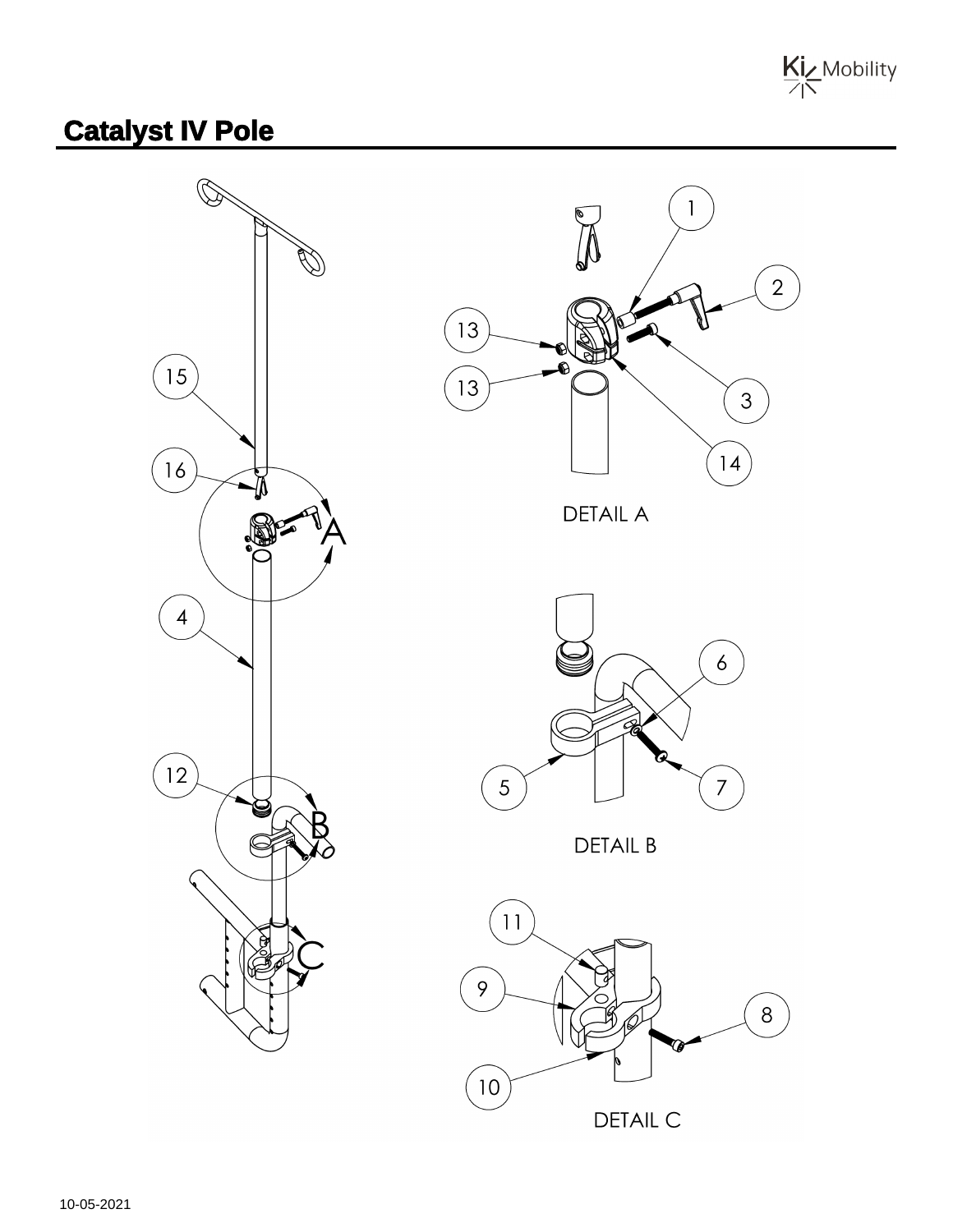# Catalyst IV Pole

DETAIL A

DETAIL B

DETAIL C

10-05-2021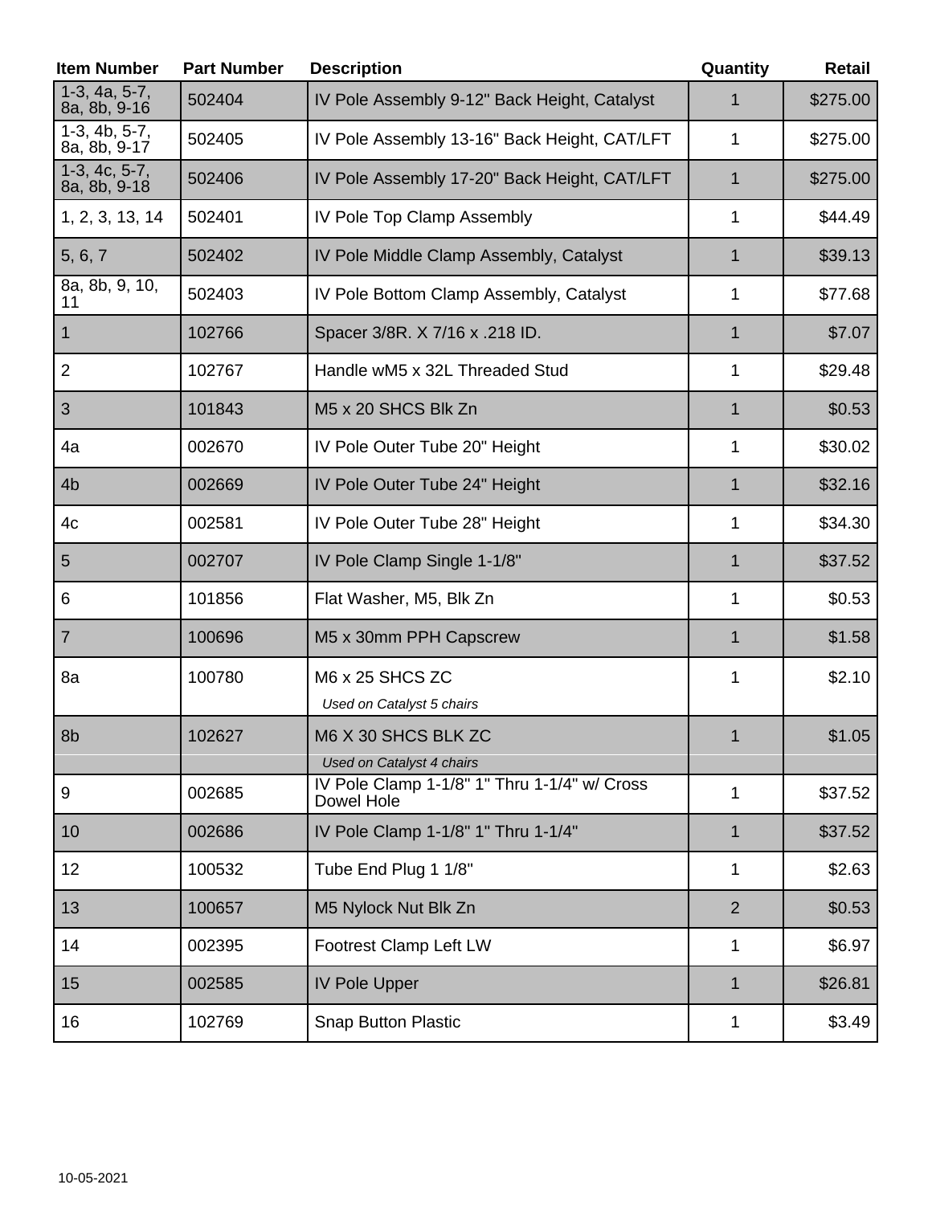| Item Number | Part Number | Description | Quantity | Retail |
|---|---|---|---|---|
| 1-3, 4a, 5-7, 8a, 8b, 9-16 | 502404 | IV Pole Assembly 9-12" Back Height, Catalyst | 1 | $275.00 |
| 1-3, 4b, 5-7, 8a, 8b, 9-17 | 502405 | IV Pole Assembly 13-16" Back Height, CAT/LFT | 1 | $275.00 |
| 1-3, 4c, 5-7, 8a, 8b, 9-18 | 502406 | IV Pole Assembly 17-20" Back Height, CAT/LFT | 1 | $275.00 |
| 1, 2, 3, 13, 14 | 502401 | IV Pole Top Clamp Assembly | 1 | $44.49 |
| 5, 6, 7 | 502402 | IV Pole Middle Clamp Assembly, Catalyst | 1 | $39.13 |
| 8a, 8b, 9, 10, 11 | 502403 | IV Pole Bottom Clamp Assembly, Catalyst | 1 | $77.68 |
| 1 | 102766 | Spacer 3/8R. X 7/16 x .218 ID. | 1 | $7.07 |
| 2 | 102767 | Handle wM5 x 32L Threaded Stud | 1 | $29.48 |
| 3 | 101843 | M5 x 20 SHCS Blk Zn | 1 | $0.53 |
| 4a | 002670 | IV Pole Outer Tube 20" Height | 1 | $30.02 |
| 4b | 002669 | IV Pole Outer Tube 24" Height | 1 | $32.16 |
| 4c | 002581 | IV Pole Outer Tube 28" Height | 1 | $34.30 |
| 5 | 002707 | IV Pole Clamp Single 1-1/8" | 1 | $37.52 |
| 6 | 101856 | Flat Washer, M5, Blk Zn | 1 | $0.53 |
| 7 | 100696 | M5 x 30mm PPH Capscrew | 1 | $1.58 |
| 8a | 100780 | M6 x 25 SHCS ZC<br>*Used on Catalyst 5 chairs* | 1 | $2.10 |
| 8b | 102627 | M6 X 30 SHCS BLK ZC<br>*Used on Catalyst 4 chairs* | 1 | $1.05 |
| 9 | 002685 | IV Pole Clamp 1-1/8" 1" Thru 1-1/4" w/ Cross Dowel Hole | 1 | $37.52 |
| 10 | 002686 | IV Pole Clamp 1-1/8" 1" Thru 1-1/4" | 1 | $37.52 |
| 12 | 100532 | Tube End Plug 1 1/8" | 1 | $2.63 |
| 13 | 100657 | M5 Nylock Nut Blk Zn | 2 | $0.53 |
| 14 | 002395 | Footrest Clamp Left LW | 1 | $6.97 |
| 15 | 002585 | IV Pole Upper | 1 | $26.81 |
| 16 | 102769 | Snap Button Plastic | 1 | $3.49 |

10-05-2021